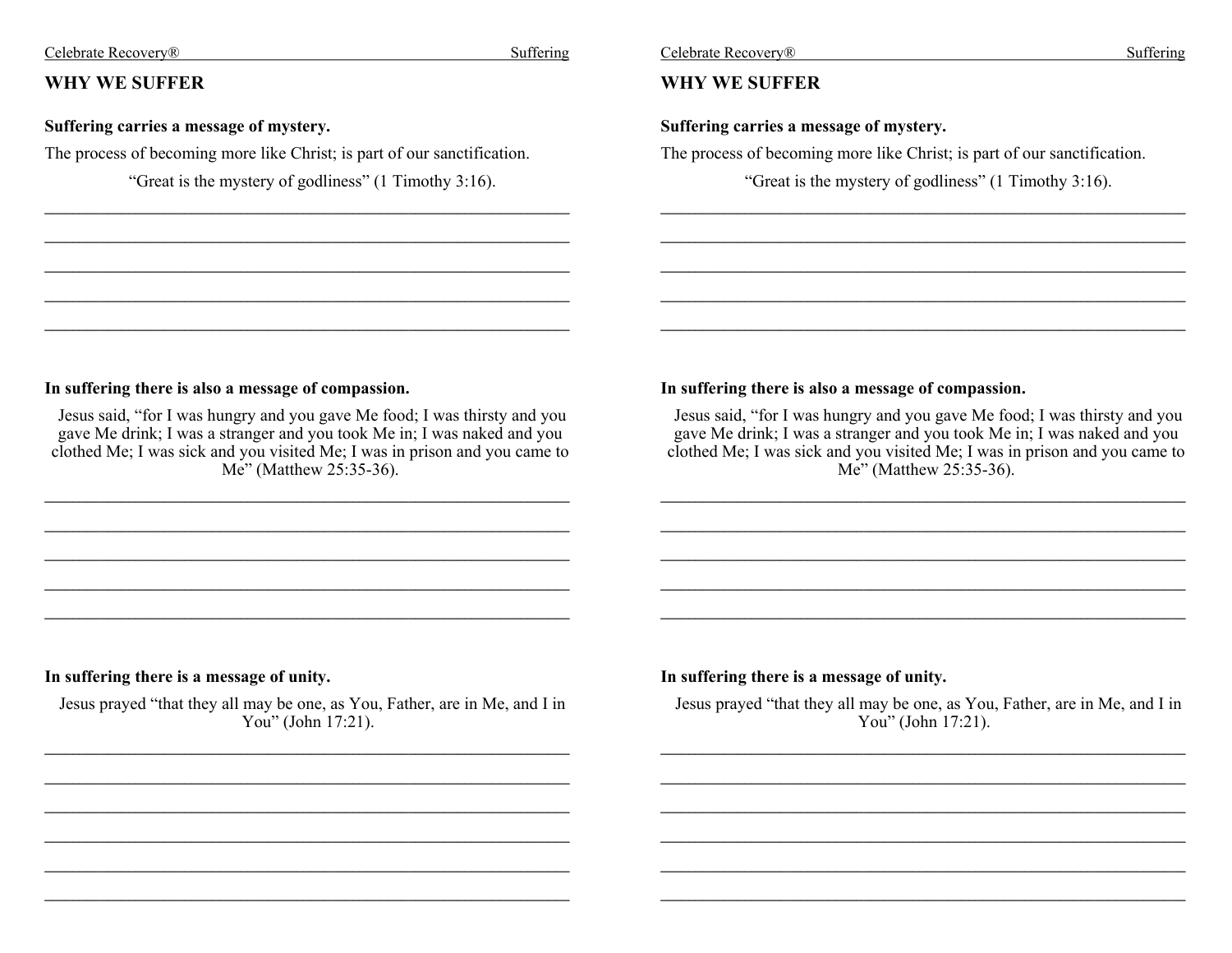## WHY WE SUFFER

**Suffering carries a message of mystery.**

The process of becoming more like Christ; is part of our sanctification.

"Great is the mystery of godliness" (1 Timothy 3:16).

**In suffering there is also a message of compassion.**

Jesus said, "for I was hungry and you gave Me food; I was thirsty and you gave Me drink; I was a stranger and you took Me in; I was naked and you clothed Me; I was sick and you visited Me; I was in prison and you came to Me" (Matthew 25:35-36).

**In suffering there is a message of unity.**

Jesus prayed "that they all may be one, as You, Father, are in Me, and I in You" (John 17:21).

## WHY WE SUFFER

**Suffering carries a message of mystery.**

The process of becoming more like Christ; is part of our sanctification.

"Great is the mystery of godliness" (1 Timothy 3:16).

**In suffering there is also a message of compassion.**

Jesus said, "for I was hungry and you gave Me food; I was thirsty and you gave Me drink; I was a stranger and you took Me in; I was naked and you clothed Me; I was sick and you visited Me; I was in prison and you came to Me" (Matthew 25:35-36).

**In suffering there is a message of unity.**

Jesus prayed "that they all may be one, as You, Father, are in Me, and I in You" (John 17:21).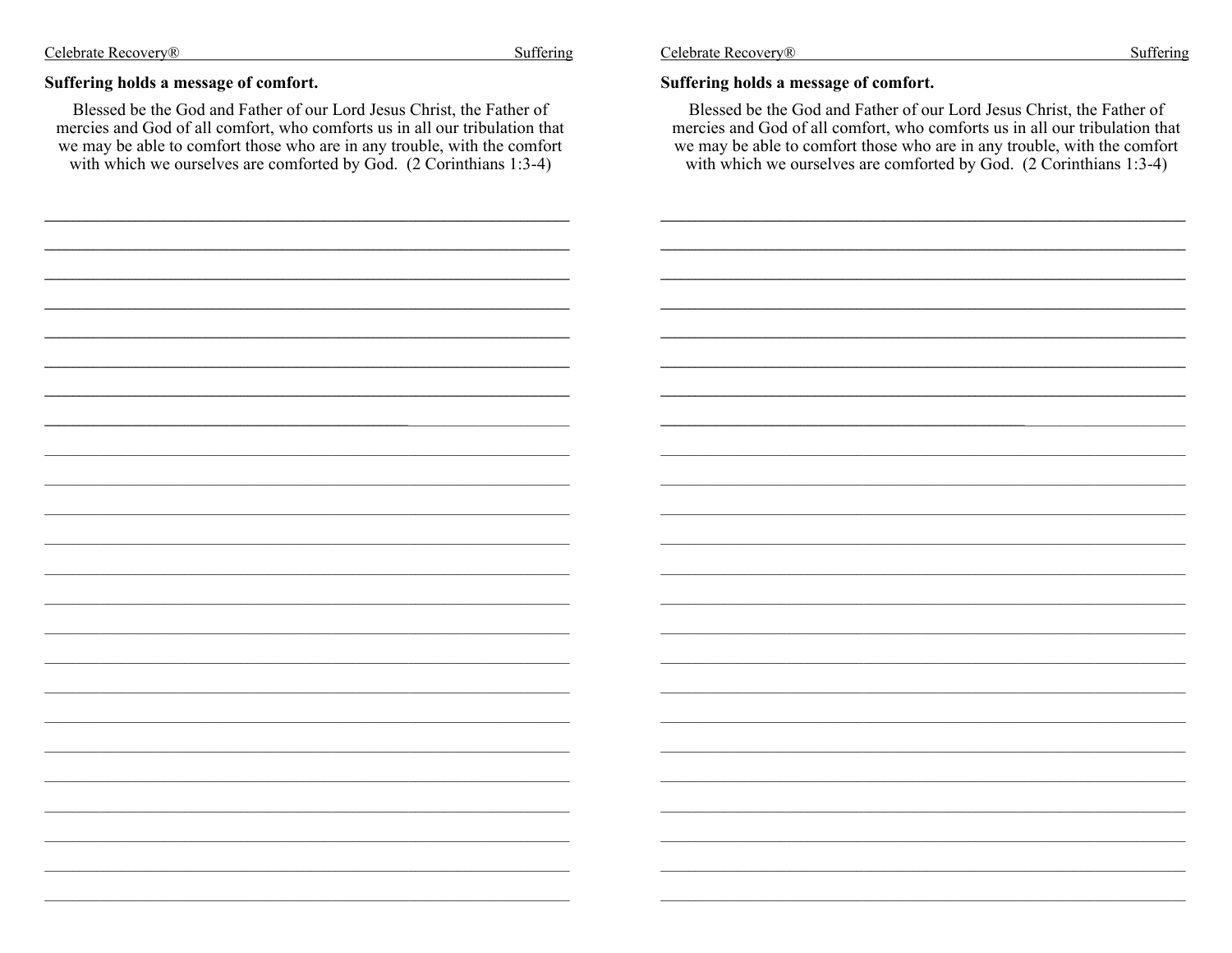**Suffering holds a message of comfort.**

Blessed be the God and Father of our Lord Jesus Christ, the Father of mercies and God of all comfort, who comforts us in all our tribulation that we may be able to comfort those who are in any trouble, with the comfort with which we ourselves are comforted by God. (2 Corinthians 1:3-4)

**Suffering holds a message of comfort.**

Blessed be the God and Father of our Lord Jesus Christ, the Father of mercies and God of all comfort, who comforts us in all our tribulation that we may be able to comfort those who are in any trouble, with the comfort with which we ourselves are comforted by God. (2 Corinthians 1:3-4)